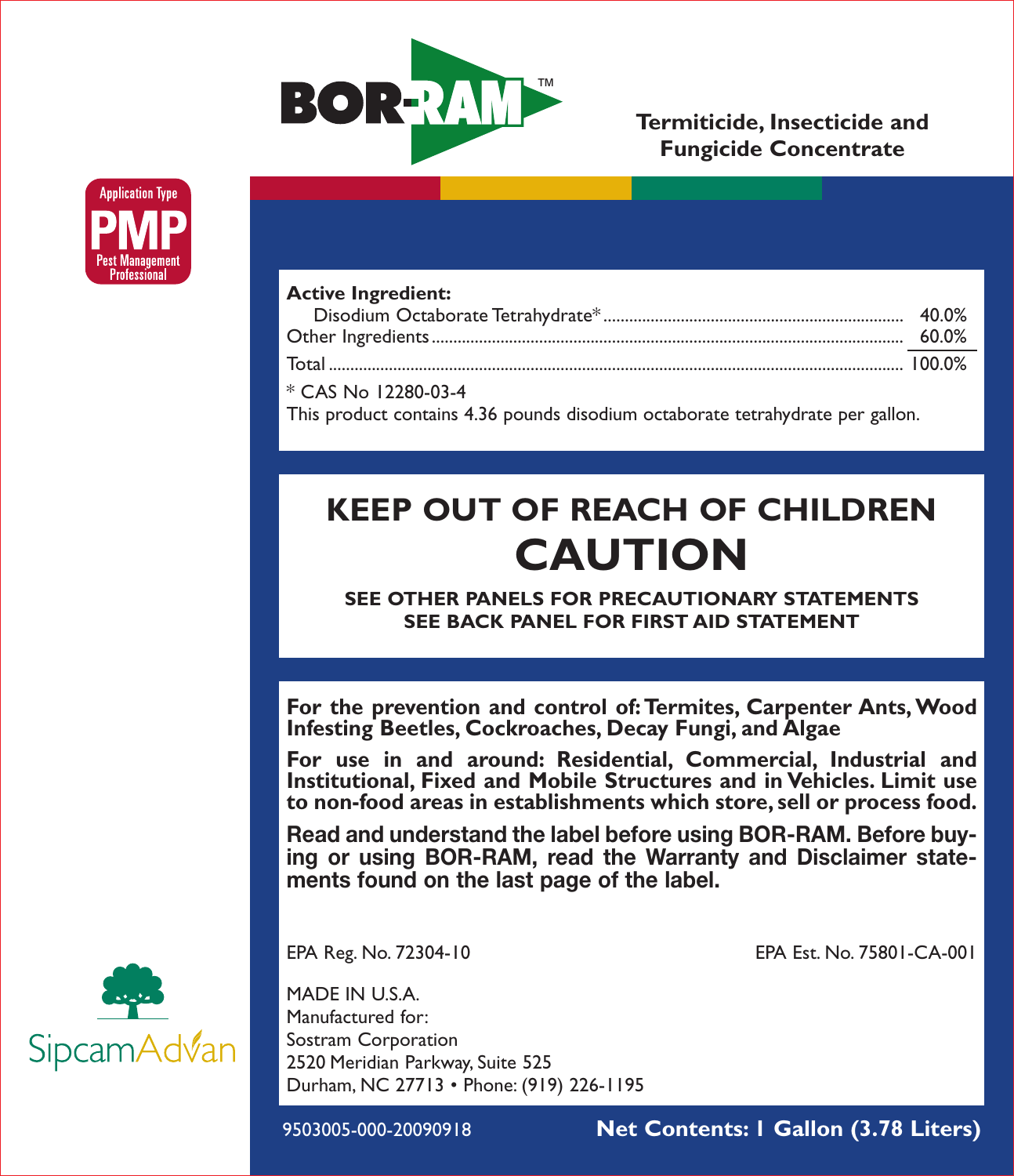# BOR-RAM™

**Termiticide, Insecticide and Fungicide Concentrate**

Application Type
**PMP**
Pest Management Professional

| **Active Ingredient:** | |
|---|---|
| Disodium Octaborate Tetrahydrate* | 40.0% |
| Other Ingredients | 60.0% |
| Total | 100.0% |

\* CAS No 12280-03-4

This product contains 4.36 pounds disodium octaborate tetrahydrate per gallon.

## KEEP OUT OF REACH OF CHILDREN

# CAUTION

**SEE OTHER PANELS FOR PRECAUTIONARY STATEMENTS**
**SEE BACK PANEL FOR FIRST AID STATEMENT**

**For the prevention and control of: Termites, Carpenter Ants, Wood Infesting Beetles, Cockroaches, Decay Fungi, and Algae**

**For use in and around: Residential, Commercial, Industrial and Institutional, Fixed and Mobile Structures and in Vehicles. Limit use to non-food areas in establishments which store, sell or process food.**

**Read and understand the label before using BOR-RAM. Before buying or using BOR-RAM, read the Warranty and Disclaimer statements found on the last page of the label.**

EPA Reg. No. 72304-10

EPA Est. No. 75801-CA-001

MADE IN U.S.A.
Manufactured for:
Sostram Corporation
2520 Meridian Parkway, Suite 525
Durham, NC 27713 • Phone: (919) 226-1195

SipcamAdvan

9503005-000-20090918

**Net Contents: 1 Gallon (3.78 Liters)**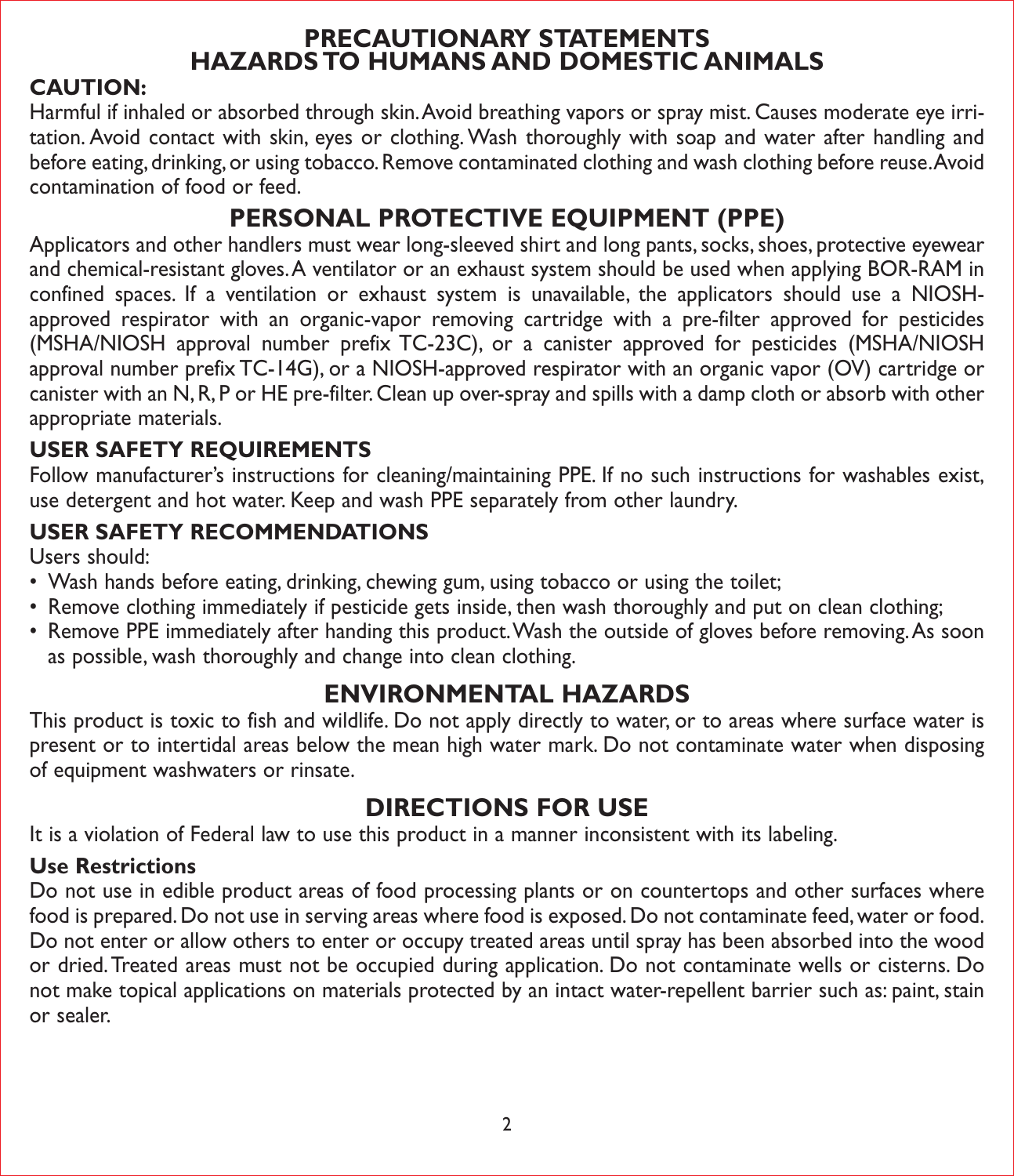# PRECAUTIONARY STATEMENTS
# HAZARDS TO HUMANS AND DOMESTIC ANIMALS

**CAUTION:**
Harmful if inhaled or absorbed through skin. Avoid breathing vapors or spray mist. Causes moderate eye irritation. Avoid contact with skin, eyes or clothing. Wash thoroughly with soap and water after handling and before eating, drinking, or using tobacco. Remove contaminated clothing and wash clothing before reuse. Avoid contamination of food or feed.

## PERSONAL PROTECTIVE EQUIPMENT (PPE)

Applicators and other handlers must wear long-sleeved shirt and long pants, socks, shoes, protective eyewear and chemical-resistant gloves. A ventilator or an exhaust system should be used when applying BOR-RAM in confined spaces. If a ventilation or exhaust system is unavailable, the applicators should use a NIOSH-approved respirator with an organic-vapor removing cartridge with a pre-filter approved for pesticides (MSHA/NIOSH approval number prefix TC-23C), or a canister approved for pesticides (MSHA/NIOSH approval number prefix TC-14G), or a NIOSH-approved respirator with an organic vapor (OV) cartridge or canister with an N, R, P or HE pre-filter. Clean up over-spray and spills with a damp cloth or absorb with other appropriate materials.

### USER SAFETY REQUIREMENTS

Follow manufacturer's instructions for cleaning/maintaining PPE. If no such instructions for washables exist, use detergent and hot water. Keep and wash PPE separately from other laundry.

### USER SAFETY RECOMMENDATIONS

Users should:

- Wash hands before eating, drinking, chewing gum, using tobacco or using the toilet;
- Remove clothing immediately if pesticide gets inside, then wash thoroughly and put on clean clothing;
- Remove PPE immediately after handing this product. Wash the outside of gloves before removing. As soon as possible, wash thoroughly and change into clean clothing.

## ENVIRONMENTAL HAZARDS

This product is toxic to fish and wildlife. Do not apply directly to water, or to areas where surface water is present or to intertidal areas below the mean high water mark. Do not contaminate water when disposing of equipment washwaters or rinsate.

## DIRECTIONS FOR USE

It is a violation of Federal law to use this product in a manner inconsistent with its labeling.

**Use Restrictions**
Do not use in edible product areas of food processing plants or on countertops and other surfaces where food is prepared. Do not use in serving areas where food is exposed. Do not contaminate feed, water or food. Do not enter or allow others to enter or occupy treated areas until spray has been absorbed into the wood or dried. Treated areas must not be occupied during application. Do not contaminate wells or cisterns. Do not make topical applications on materials protected by an intact water-repellent barrier such as: paint, stain or sealer.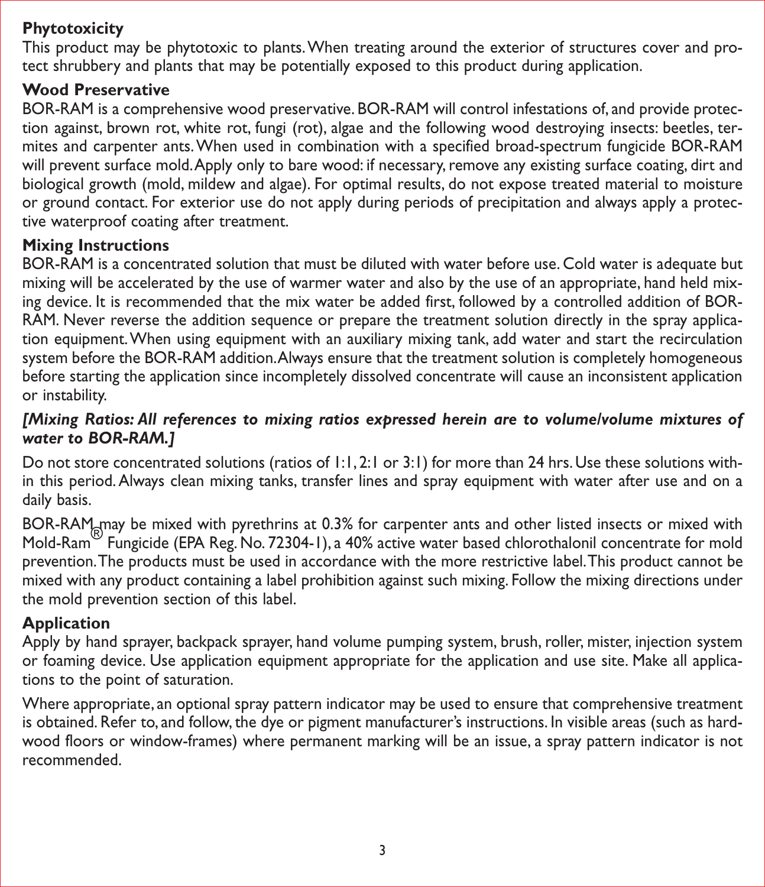**Phytotoxicity**

This product may be phytotoxic to plants. When treating around the exterior of structures cover and protect shrubbery and plants that may be potentially exposed to this product during application.

**Wood Preservative**

BOR-RAM is a comprehensive wood preservative. BOR-RAM will control infestations of, and provide protection against, brown rot, white rot, fungi (rot), algae and the following wood destroying insects: beetles, termites and carpenter ants. When used in combination with a specified broad-spectrum fungicide BOR-RAM will prevent surface mold. Apply only to bare wood: if necessary, remove any existing surface coating, dirt and biological growth (mold, mildew and algae). For optimal results, do not expose treated material to moisture or ground contact. For exterior use do not apply during periods of precipitation and always apply a protective waterproof coating after treatment.

**Mixing Instructions**

BOR-RAM is a concentrated solution that must be diluted with water before use. Cold water is adequate but mixing will be accelerated by the use of warmer water and also by the use of an appropriate, hand held mixing device. It is recommended that the mix water be added first, followed by a controlled addition of BOR-RAM. Never reverse the addition sequence or prepare the treatment solution directly in the spray application equipment. When using equipment with an auxiliary mixing tank, add water and start the recirculation system before the BOR-RAM addition. Always ensure that the treatment solution is completely homogeneous before starting the application since incompletely dissolved concentrate will cause an inconsistent application or instability.

***[Mixing Ratios: All references to mixing ratios expressed herein are to volume/volume mixtures of water to BOR-RAM.]***

Do not store concentrated solutions (ratios of 1:1, 2:1 or 3:1) for more than 24 hrs. Use these solutions within this period. Always clean mixing tanks, transfer lines and spray equipment with water after use and on a daily basis.

BOR-RAM may be mixed with pyrethrins at 0.3% for carpenter ants and other listed insects or mixed with Mold-Ram® Fungicide (EPA Reg. No. 72304-1), a 40% active water based chlorothalonil concentrate for mold prevention. The products must be used in accordance with the more restrictive label. This product cannot be mixed with any product containing a label prohibition against such mixing. Follow the mixing directions under the mold prevention section of this label.

**Application**

Apply by hand sprayer, backpack sprayer, hand volume pumping system, brush, roller, mister, injection system or foaming device. Use application equipment appropriate for the application and use site. Make all applications to the point of saturation.

Where appropriate, an optional spray pattern indicator may be used to ensure that comprehensive treatment is obtained. Refer to, and follow, the dye or pigment manufacturer's instructions. In visible areas (such as hardwood floors or window-frames) where permanent marking will be an issue, a spray pattern indicator is not recommended.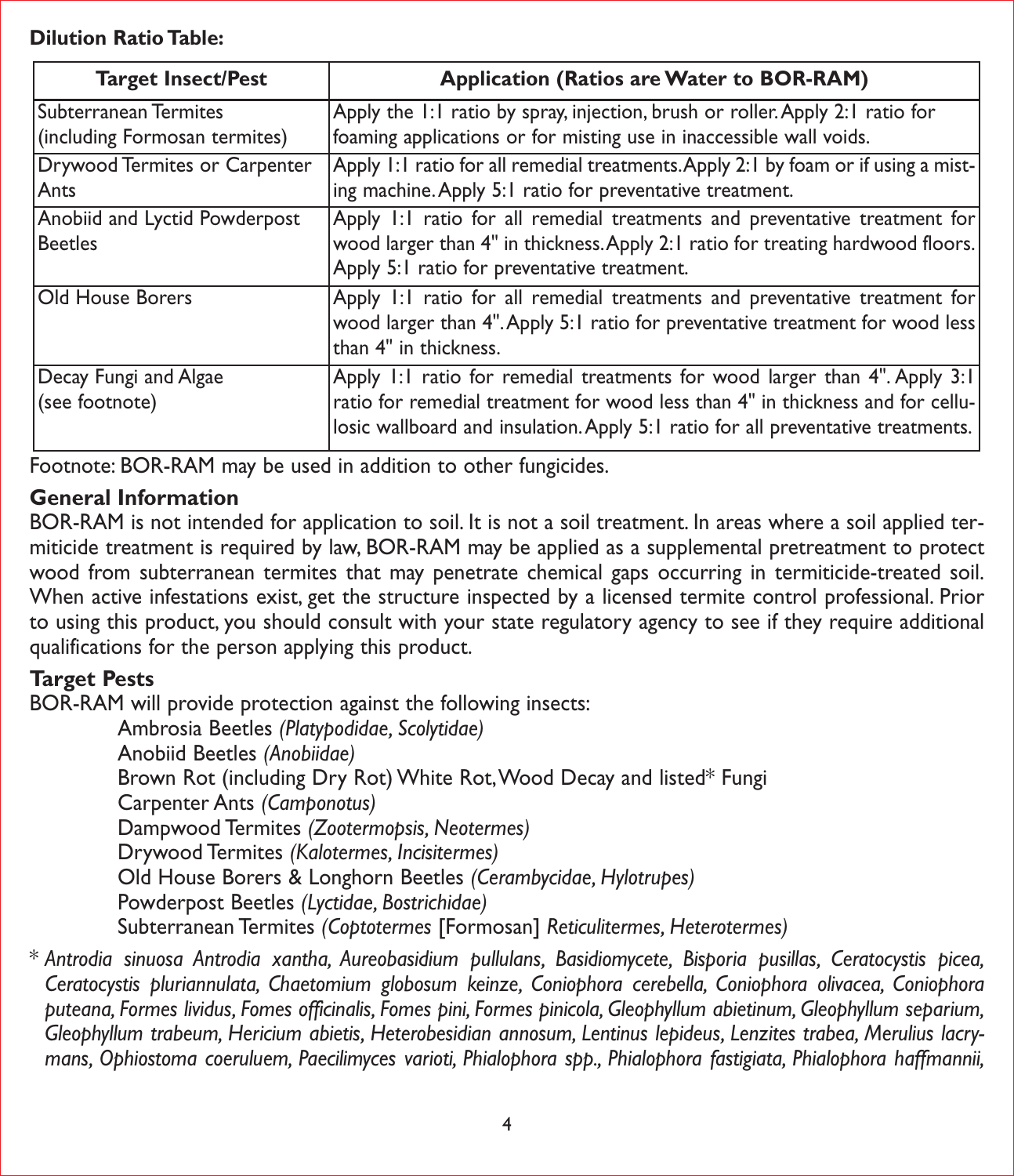**Dilution Ratio Table:**

| Target Insect/Pest | Application (Ratios are Water to BOR-RAM) |
|---|---|
| Subterranean Termites (including Formosan termites) | Apply the 1:1 ratio by spray, injection, brush or roller. Apply 2:1 ratio for foaming applications or for misting use in inaccessible wall voids. |
| Drywood Termites or Carpenter Ants | Apply 1:1 ratio for all remedial treatments. Apply 2:1 by foam or if using a misting machine. Apply 5:1 ratio for preventative treatment. |
| Anobiid and Lyctid Powderpost Beetles | Apply 1:1 ratio for all remedial treatments and preventative treatment for wood larger than 4" in thickness. Apply 2:1 ratio for treating hardwood floors. Apply 5:1 ratio for preventative treatment. |
| Old House Borers | Apply 1:1 ratio for all remedial treatments and preventative treatment for wood larger than 4". Apply 5:1 ratio for preventative treatment for wood less than 4" in thickness. |
| Decay Fungi and Algae (see footnote) | Apply 1:1 ratio for remedial treatments for wood larger than 4". Apply 3:1 ratio for remedial treatment for wood less than 4" in thickness and for cellulosic wallboard and insulation. Apply 5:1 ratio for all preventative treatments. |

Footnote: BOR-RAM may be used in addition to other fungicides.

**General Information**

BOR-RAM is not intended for application to soil. It is not a soil treatment. In areas where a soil applied termiticide treatment is required by law, BOR-RAM may be applied as a supplemental pretreatment to protect wood from subterranean termites that may penetrate chemical gaps occurring in termiticide-treated soil. When active infestations exist, get the structure inspected by a licensed termite control professional. Prior to using this product, you should consult with your state regulatory agency to see if they require additional qualifications for the person applying this product.

**Target Pests**

BOR-RAM will provide protection against the following insects:

- Ambrosia Beetles *(Platypodidae, Scolytidae)*
- Anobiid Beetles *(Anobiidae)*
- Brown Rot (including Dry Rot) White Rot, Wood Decay and listed* Fungi
- Carpenter Ants *(Camponotus)*
- Dampwood Termites *(Zootermopsis, Neotermes)*
- Drywood Termites *(Kalotermes, Incisitermes)*
- Old House Borers & Longhorn Beetles *(Cerambycidae, Hylotrupes)*
- Powderpost Beetles *(Lyctidae, Bostrichidae)*
- Subterranean Termites *(Coptotermes* [Formosan] *Reticulitermes, Heterotermes)*

\* *Antrodia sinuosa Antrodia xantha, Aureobasidium pullulans, Basidiomycete, Bisporia pusillas, Ceratocystis picea, Ceratocystis pluriannulata, Chaetomium globosum keinze, Coniophora cerebella, Coniophora olivacea, Coniophora puteana, Formes lividus, Fomes officinalis, Fomes pini, Formes pinicola, Gleophyllum abietinum, Gleophyllum separium, Gleophyllum trabeum, Hericium abietis, Heterobesidian annosum, Lentinus lepideus, Lenzites trabea, Merulius lacrymans, Ophiostoma coeruluem, Paecilimyces varioti, Phialophora spp., Phialophora fastigiata, Phialophora haffmannii,*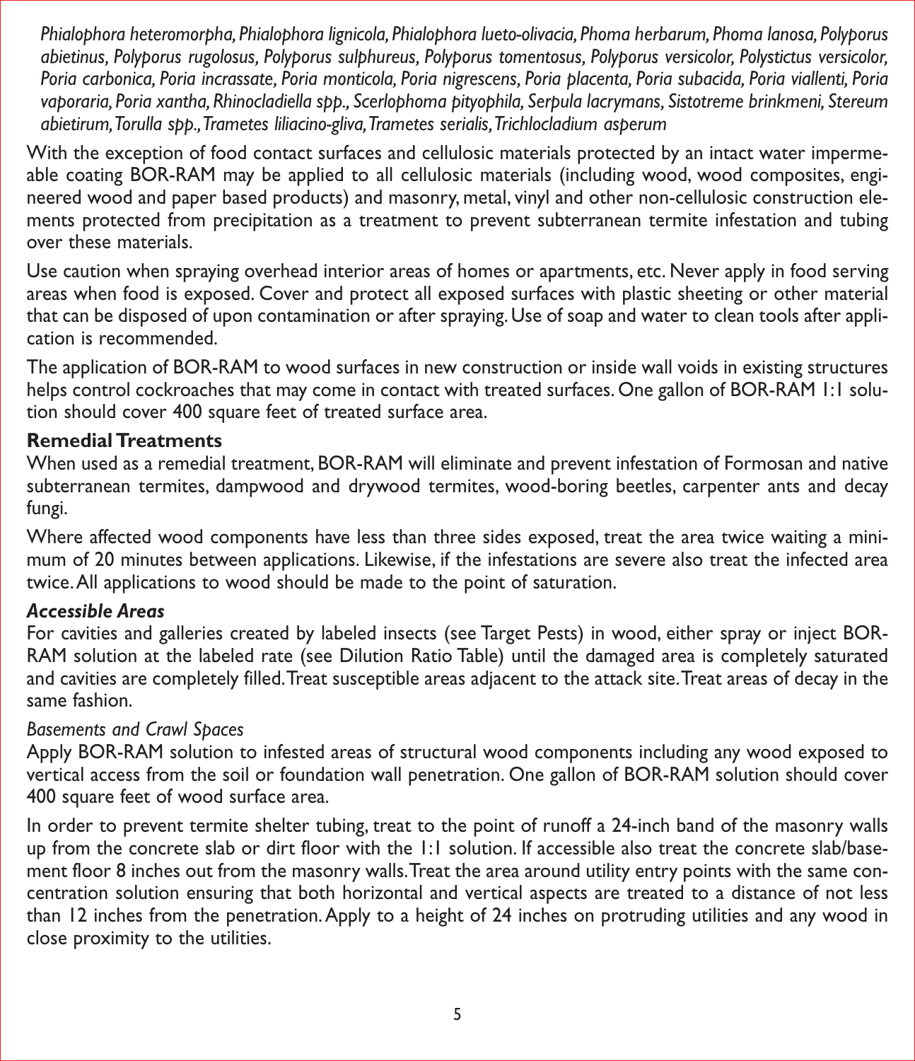*Phialophora heteromorpha, Phialophora lignicola, Phialophora lueto-olivacia, Phoma herbarum, Phoma lanosa, Polyporus abietinus, Polyporus rugolosus, Polyporus sulphureus, Polyporus tomentosus, Polyporus versicolor, Polystictus versicolor, Poria carbonica, Poria incrassate, Poria monticola, Poria nigrescens, Poria placenta, Poria subacida, Poria viallenti, Poria vaporaria, Poria xantha, Rhinocladiella spp., Scerlophoma pityophila, Serpula lacrymans, Sistotreme brinkmeni, Stereum abietirum, Torulla spp., Trametes liliacino-gliva, Trametes serialis, Trichlocladium asperum*

With the exception of food contact surfaces and cellulosic materials protected by an intact water impermeable coating BOR-RAM may be applied to all cellulosic materials (including wood, wood composites, engineered wood and paper based products) and masonry, metal, vinyl and other non-cellulosic construction elements protected from precipitation as a treatment to prevent subterranean termite infestation and tubing over these materials.

Use caution when spraying overhead interior areas of homes or apartments, etc. Never apply in food serving areas when food is exposed. Cover and protect all exposed surfaces with plastic sheeting or other material that can be disposed of upon contamination or after spraying. Use of soap and water to clean tools after application is recommended.

The application of BOR-RAM to wood surfaces in new construction or inside wall voids in existing structures helps control cockroaches that may come in contact with treated surfaces. One gallon of BOR-RAM 1:1 solution should cover 400 square feet of treated surface area.

**Remedial Treatments**

When used as a remedial treatment, BOR-RAM will eliminate and prevent infestation of Formosan and native subterranean termites, dampwood and drywood termites, wood-boring beetles, carpenter ants and decay fungi.

Where affected wood components have less than three sides exposed, treat the area twice waiting a minimum of 20 minutes between applications. Likewise, if the infestations are severe also treat the infected area twice. All applications to wood should be made to the point of saturation.

***Accessible Areas***

For cavities and galleries created by labeled insects (see Target Pests) in wood, either spray or inject BOR-RAM solution at the labeled rate (see Dilution Ratio Table) until the damaged area is completely saturated and cavities are completely filled. Treat susceptible areas adjacent to the attack site. Treat areas of decay in the same fashion.

*Basements and Crawl Spaces*

Apply BOR-RAM solution to infested areas of structural wood components including any wood exposed to vertical access from the soil or foundation wall penetration. One gallon of BOR-RAM solution should cover 400 square feet of wood surface area.

In order to prevent termite shelter tubing, treat to the point of runoff a 24-inch band of the masonry walls up from the concrete slab or dirt floor with the 1:1 solution. If accessible also treat the concrete slab/basement floor 8 inches out from the masonry walls. Treat the area around utility entry points with the same concentration solution ensuring that both horizontal and vertical aspects are treated to a distance of not less than 12 inches from the penetration. Apply to a height of 24 inches on protruding utilities and any wood in close proximity to the utilities.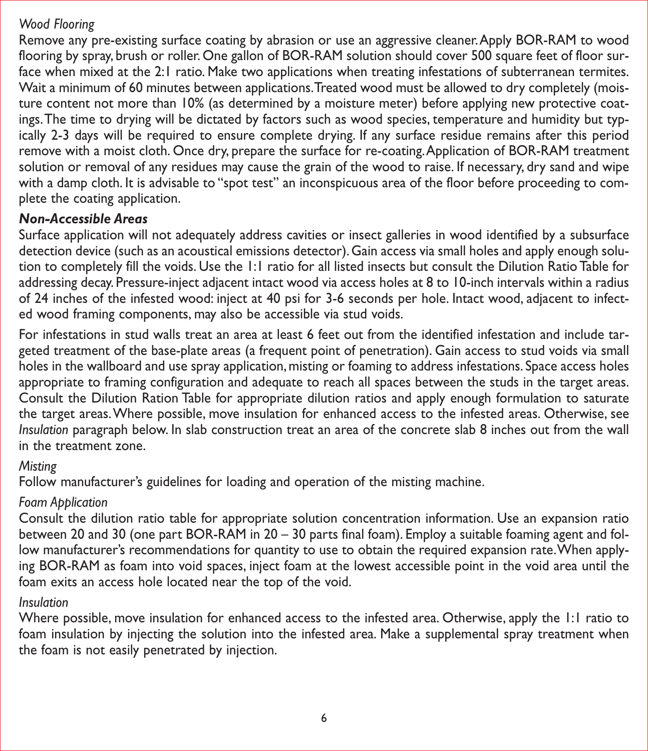*Wood Flooring*

Remove any pre-existing surface coating by abrasion or use an aggressive cleaner. Apply BOR-RAM to wood flooring by spray, brush or roller. One gallon of BOR-RAM solution should cover 500 square feet of floor surface when mixed at the 2:1 ratio. Make two applications when treating infestations of subterranean termites. Wait a minimum of 60 minutes between applications. Treated wood must be allowed to dry completely (moisture content not more than 10% (as determined by a moisture meter) before applying new protective coatings. The time to drying will be dictated by factors such as wood species, temperature and humidity but typically 2-3 days will be required to ensure complete drying. If any surface residue remains after this period remove with a moist cloth. Once dry, prepare the surface for re-coating. Application of BOR-RAM treatment solution or removal of any residues may cause the grain of the wood to raise. If necessary, dry sand and wipe with a damp cloth. It is advisable to "spot test" an inconspicuous area of the floor before proceeding to complete the coating application.

***Non-Accessible Areas***

Surface application will not adequately address cavities or insect galleries in wood identified by a subsurface detection device (such as an acoustical emissions detector). Gain access via small holes and apply enough solution to completely fill the voids. Use the 1:1 ratio for all listed insects but consult the Dilution Ratio Table for addressing decay. Pressure-inject adjacent intact wood via access holes at 8 to 10-inch intervals within a radius of 24 inches of the infested wood: inject at 40 psi for 3-6 seconds per hole. Intact wood, adjacent to infected wood framing components, may also be accessible via stud voids.

For infestations in stud walls treat an area at least 6 feet out from the identified infestation and include targeted treatment of the base-plate areas (a frequent point of penetration). Gain access to stud voids via small holes in the wallboard and use spray application, misting or foaming to address infestations. Space access holes appropriate to framing configuration and adequate to reach all spaces between the studs in the target areas. Consult the Dilution Ration Table for appropriate dilution ratios and apply enough formulation to saturate the target areas. Where possible, move insulation for enhanced access to the infested areas. Otherwise, see *Insulation* paragraph below. In slab construction treat an area of the concrete slab 8 inches out from the wall in the treatment zone.

*Misting*

Follow manufacturer's guidelines for loading and operation of the misting machine.

*Foam Application*

Consult the dilution ratio table for appropriate solution concentration information. Use an expansion ratio between 20 and 30 (one part BOR-RAM in 20 – 30 parts final foam). Employ a suitable foaming agent and follow manufacturer's recommendations for quantity to use to obtain the required expansion rate. When applying BOR-RAM as foam into void spaces, inject foam at the lowest accessible point in the void area until the foam exits an access hole located near the top of the void.

*Insulation*

Where possible, move insulation for enhanced access to the infested area. Otherwise, apply the 1:1 ratio to foam insulation by injecting the solution into the infested area. Make a supplemental spray treatment when the foam is not easily penetrated by injection.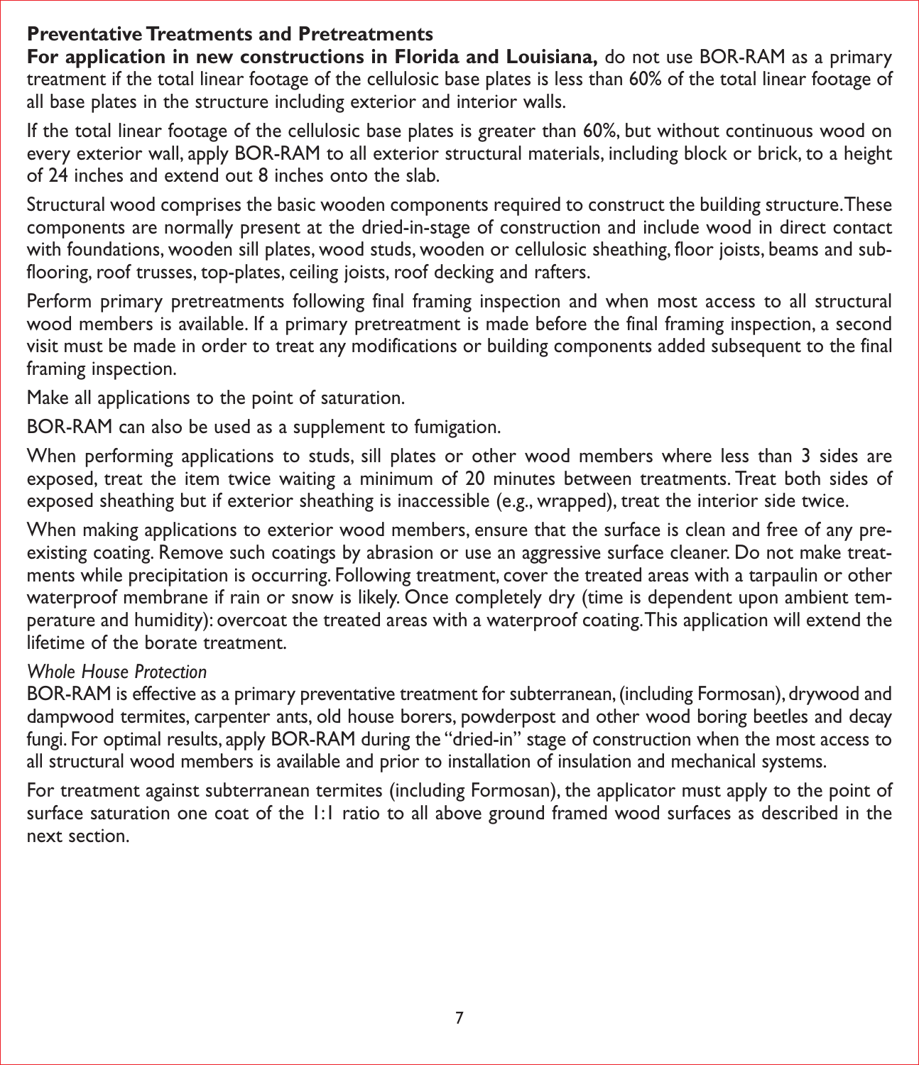**Preventative Treatments and Pretreatments**

**For application in new constructions in Florida and Louisiana,** do not use BOR-RAM as a primary treatment if the total linear footage of the cellulosic base plates is less than 60% of the total linear footage of all base plates in the structure including exterior and interior walls.

If the total linear footage of the cellulosic base plates is greater than 60%, but without continuous wood on every exterior wall, apply BOR-RAM to all exterior structural materials, including block or brick, to a height of 24 inches and extend out 8 inches onto the slab.

Structural wood comprises the basic wooden components required to construct the building structure. These components are normally present at the dried-in-stage of construction and include wood in direct contact with foundations, wooden sill plates, wood studs, wooden or cellulosic sheathing, floor joists, beams and sub-flooring, roof trusses, top-plates, ceiling joists, roof decking and rafters.

Perform primary pretreatments following final framing inspection and when most access to all structural wood members is available. If a primary pretreatment is made before the final framing inspection, a second visit must be made in order to treat any modifications or building components added subsequent to the final framing inspection.

Make all applications to the point of saturation.

BOR-RAM can also be used as a supplement to fumigation.

When performing applications to studs, sill plates or other wood members where less than 3 sides are exposed, treat the item twice waiting a minimum of 20 minutes between treatments. Treat both sides of exposed sheathing but if exterior sheathing is inaccessible (e.g., wrapped), treat the interior side twice.

When making applications to exterior wood members, ensure that the surface is clean and free of any pre-existing coating. Remove such coatings by abrasion or use an aggressive surface cleaner. Do not make treatments while precipitation is occurring. Following treatment, cover the treated areas with a tarpaulin or other waterproof membrane if rain or snow is likely. Once completely dry (time is dependent upon ambient temperature and humidity): overcoat the treated areas with a waterproof coating. This application will extend the lifetime of the borate treatment.

*Whole House Protection*

BOR-RAM is effective as a primary preventative treatment for subterranean, (including Formosan), drywood and dampwood termites, carpenter ants, old house borers, powderpost and other wood boring beetles and decay fungi. For optimal results, apply BOR-RAM during the "dried-in" stage of construction when the most access to all structural wood members is available and prior to installation of insulation and mechanical systems.

For treatment against subterranean termites (including Formosan), the applicator must apply to the point of surface saturation one coat of the 1:1 ratio to all above ground framed wood surfaces as described in the next section.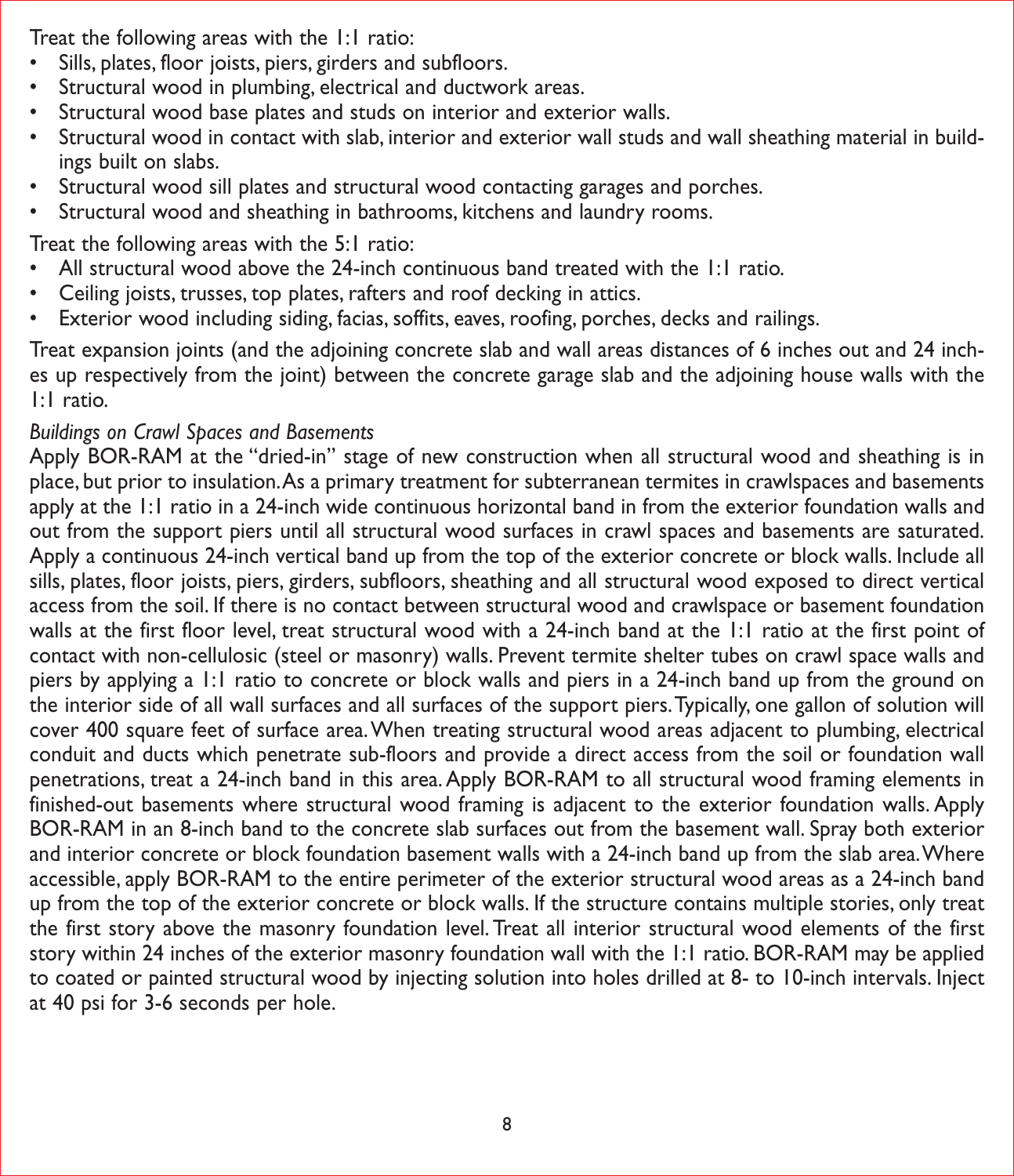Treat the following areas with the 1:1 ratio:

- Sills, plates, floor joists, piers, girders and subfloors.
- Structural wood in plumbing, electrical and ductwork areas.
- Structural wood base plates and studs on interior and exterior walls.
- Structural wood in contact with slab, interior and exterior wall studs and wall sheathing material in buildings built on slabs.
- Structural wood sill plates and structural wood contacting garages and porches.
- Structural wood and sheathing in bathrooms, kitchens and laundry rooms.

Treat the following areas with the 5:1 ratio:

- All structural wood above the 24-inch continuous band treated with the 1:1 ratio.
- Ceiling joists, trusses, top plates, rafters and roof decking in attics.
- Exterior wood including siding, facias, soffits, eaves, roofing, porches, decks and railings.

Treat expansion joints (and the adjoining concrete slab and wall areas distances of 6 inches out and 24 inches up respectively from the joint) between the concrete garage slab and the adjoining house walls with the 1:1 ratio.

*Buildings on Crawl Spaces and Basements*

Apply BOR-RAM at the "dried-in" stage of new construction when all structural wood and sheathing is in place, but prior to insulation. As a primary treatment for subterranean termites in crawlspaces and basements apply at the 1:1 ratio in a 24-inch wide continuous horizontal band in from the exterior foundation walls and out from the support piers until all structural wood surfaces in crawl spaces and basements are saturated. Apply a continuous 24-inch vertical band up from the top of the exterior concrete or block walls. Include all sills, plates, floor joists, piers, girders, subfloors, sheathing and all structural wood exposed to direct vertical access from the soil. If there is no contact between structural wood and crawlspace or basement foundation walls at the first floor level, treat structural wood with a 24-inch band at the 1:1 ratio at the first point of contact with non-cellulosic (steel or masonry) walls. Prevent termite shelter tubes on crawl space walls and piers by applying a 1:1 ratio to concrete or block walls and piers in a 24-inch band up from the ground on the interior side of all wall surfaces and all surfaces of the support piers. Typically, one gallon of solution will cover 400 square feet of surface area. When treating structural wood areas adjacent to plumbing, electrical conduit and ducts which penetrate sub-floors and provide a direct access from the soil or foundation wall penetrations, treat a 24-inch band in this area. Apply BOR-RAM to all structural wood framing elements in finished-out basements where structural wood framing is adjacent to the exterior foundation walls. Apply BOR-RAM in an 8-inch band to the concrete slab surfaces out from the basement wall. Spray both exterior and interior concrete or block foundation basement walls with a 24-inch band up from the slab area. Where accessible, apply BOR-RAM to the entire perimeter of the exterior structural wood areas as a 24-inch band up from the top of the exterior concrete or block walls. If the structure contains multiple stories, only treat the first story above the masonry foundation level. Treat all interior structural wood elements of the first story within 24 inches of the exterior masonry foundation wall with the 1:1 ratio. BOR-RAM may be applied to coated or painted structural wood by injecting solution into holes drilled at 8- to 10-inch intervals. Inject at 40 psi for 3-6 seconds per hole.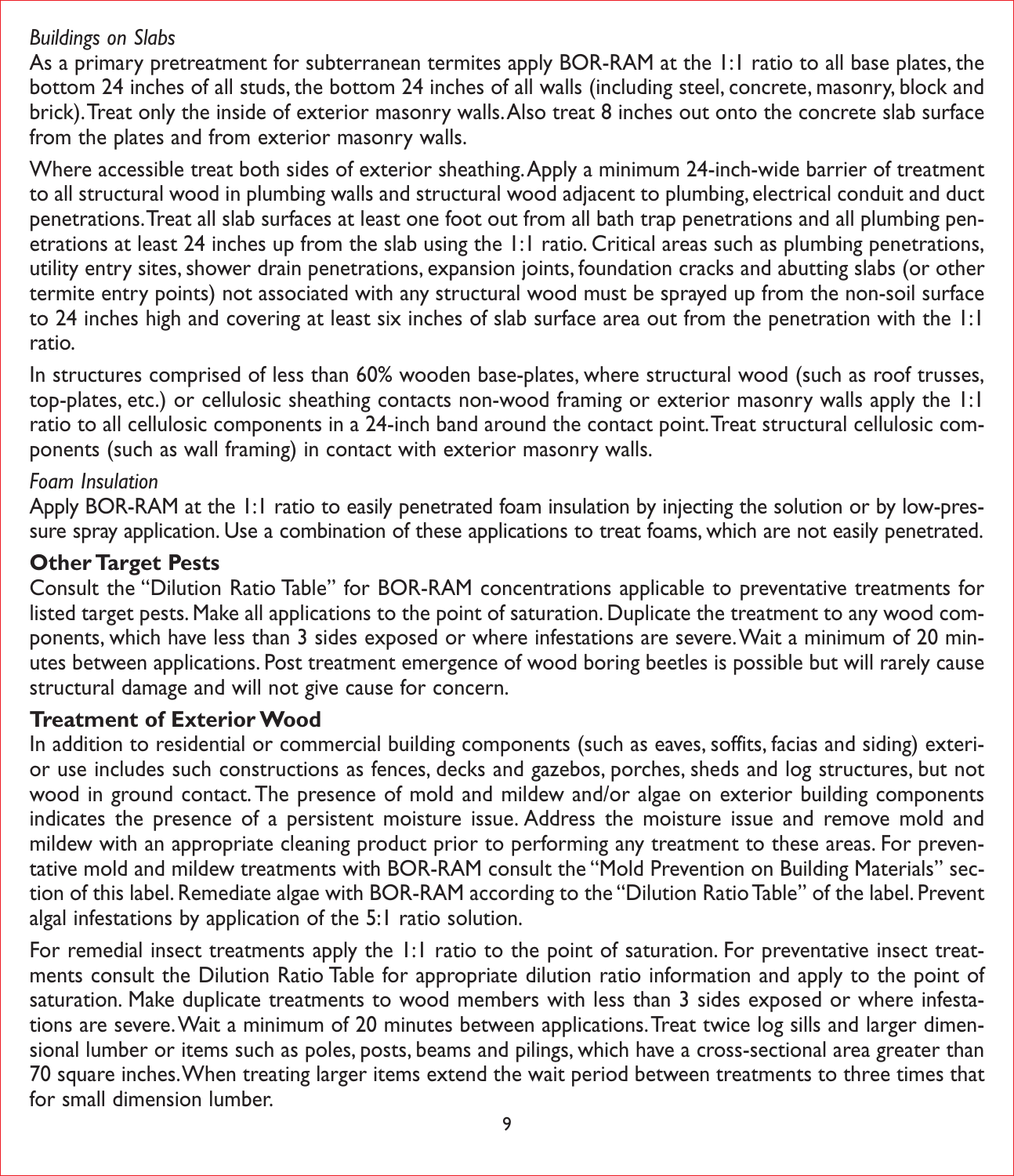*Buildings on Slabs*

As a primary pretreatment for subterranean termites apply BOR-RAM at the 1:1 ratio to all base plates, the bottom 24 inches of all studs, the bottom 24 inches of all walls (including steel, concrete, masonry, block and brick). Treat only the inside of exterior masonry walls. Also treat 8 inches out onto the concrete slab surface from the plates and from exterior masonry walls.

Where accessible treat both sides of exterior sheathing. Apply a minimum 24-inch-wide barrier of treatment to all structural wood in plumbing walls and structural wood adjacent to plumbing, electrical conduit and duct penetrations. Treat all slab surfaces at least one foot out from all bath trap penetrations and all plumbing penetrations at least 24 inches up from the slab using the 1:1 ratio. Critical areas such as plumbing penetrations, utility entry sites, shower drain penetrations, expansion joints, foundation cracks and abutting slabs (or other termite entry points) not associated with any structural wood must be sprayed up from the non-soil surface to 24 inches high and covering at least six inches of slab surface area out from the penetration with the 1:1 ratio.

In structures comprised of less than 60% wooden base-plates, where structural wood (such as roof trusses, top-plates, etc.) or cellulosic sheathing contacts non-wood framing or exterior masonry walls apply the 1:1 ratio to all cellulosic components in a 24-inch band around the contact point. Treat structural cellulosic components (such as wall framing) in contact with exterior masonry walls.

*Foam Insulation*

Apply BOR-RAM at the 1:1 ratio to easily penetrated foam insulation by injecting the solution or by low-pressure spray application. Use a combination of these applications to treat foams, which are not easily penetrated.

**Other Target Pests**

Consult the "Dilution Ratio Table" for BOR-RAM concentrations applicable to preventative treatments for listed target pests. Make all applications to the point of saturation. Duplicate the treatment to any wood components, which have less than 3 sides exposed or where infestations are severe. Wait a minimum of 20 minutes between applications. Post treatment emergence of wood boring beetles is possible but will rarely cause structural damage and will not give cause for concern.

**Treatment of Exterior Wood**

In addition to residential or commercial building components (such as eaves, soffits, facias and siding) exterior use includes such constructions as fences, decks and gazebos, porches, sheds and log structures, but not wood in ground contact. The presence of mold and mildew and/or algae on exterior building components indicates the presence of a persistent moisture issue. Address the moisture issue and remove mold and mildew with an appropriate cleaning product prior to performing any treatment to these areas. For preventative mold and mildew treatments with BOR-RAM consult the "Mold Prevention on Building Materials" section of this label. Remediate algae with BOR-RAM according to the "Dilution Ratio Table" of the label. Prevent algal infestations by application of the 5:1 ratio solution.

For remedial insect treatments apply the 1:1 ratio to the point of saturation. For preventative insect treatments consult the Dilution Ratio Table for appropriate dilution ratio information and apply to the point of saturation. Make duplicate treatments to wood members with less than 3 sides exposed or where infestations are severe. Wait a minimum of 20 minutes between applications. Treat twice log sills and larger dimensional lumber or items such as poles, posts, beams and pilings, which have a cross-sectional area greater than 70 square inches. When treating larger items extend the wait period between treatments to three times that for small dimension lumber.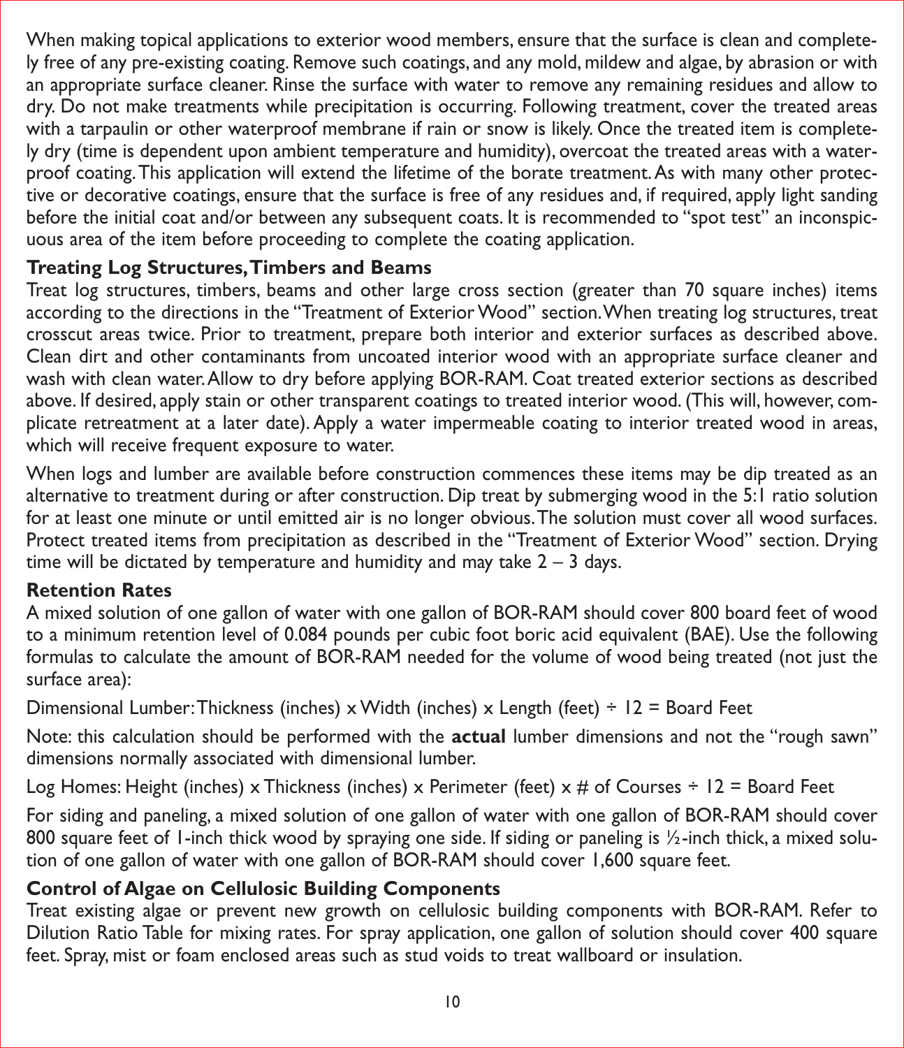When making topical applications to exterior wood members, ensure that the surface is clean and completely free of any pre-existing coating. Remove such coatings, and any mold, mildew and algae, by abrasion or with an appropriate surface cleaner. Rinse the surface with water to remove any remaining residues and allow to dry. Do not make treatments while precipitation is occurring. Following treatment, cover the treated areas with a tarpaulin or other waterproof membrane if rain or snow is likely. Once the treated item is completely dry (time is dependent upon ambient temperature and humidity), overcoat the treated areas with a waterproof coating. This application will extend the lifetime of the borate treatment. As with many other protective or decorative coatings, ensure that the surface is free of any residues and, if required, apply light sanding before the initial coat and/or between any subsequent coats. It is recommended to "spot test" an inconspicuous area of the item before proceeding to complete the coating application.

**Treating Log Structures, Timbers and Beams**

Treat log structures, timbers, beams and other large cross section (greater than 70 square inches) items according to the directions in the "Treatment of Exterior Wood" section. When treating log structures, treat crosscut areas twice. Prior to treatment, prepare both interior and exterior surfaces as described above. Clean dirt and other contaminants from uncoated interior wood with an appropriate surface cleaner and wash with clean water. Allow to dry before applying BOR-RAM. Coat treated exterior sections as described above. If desired, apply stain or other transparent coatings to treated interior wood. (This will, however, complicate retreatment at a later date). Apply a water impermeable coating to interior treated wood in areas, which will receive frequent exposure to water.

When logs and lumber are available before construction commences these items may be dip treated as an alternative to treatment during or after construction. Dip treat by submerging wood in the 5:1 ratio solution for at least one minute or until emitted air is no longer obvious. The solution must cover all wood surfaces. Protect treated items from precipitation as described in the "Treatment of Exterior Wood" section. Drying time will be dictated by temperature and humidity and may take 2 – 3 days.

**Retention Rates**

A mixed solution of one gallon of water with one gallon of BOR-RAM should cover 800 board feet of wood to a minimum retention level of 0.084 pounds per cubic foot boric acid equivalent (BAE). Use the following formulas to calculate the amount of BOR-RAM needed for the volume of wood being treated (not just the surface area):

Dimensional Lumber: Thickness (inches) x Width (inches) x Length (feet) ÷ 12 = Board Feet

Note: this calculation should be performed with the **actual** lumber dimensions and not the "rough sawn" dimensions normally associated with dimensional lumber.

Log Homes: Height (inches) x Thickness (inches) x Perimeter (feet) x # of Courses ÷ 12 = Board Feet

For siding and paneling, a mixed solution of one gallon of water with one gallon of BOR-RAM should cover 800 square feet of 1-inch thick wood by spraying one side. If siding or paneling is ½-inch thick, a mixed solution of one gallon of water with one gallon of BOR-RAM should cover 1,600 square feet.

**Control of Algae on Cellulosic Building Components**

Treat existing algae or prevent new growth on cellulosic building components with BOR-RAM. Refer to Dilution Ratio Table for mixing rates. For spray application, one gallon of solution should cover 400 square feet. Spray, mist or foam enclosed areas such as stud voids to treat wallboard or insulation.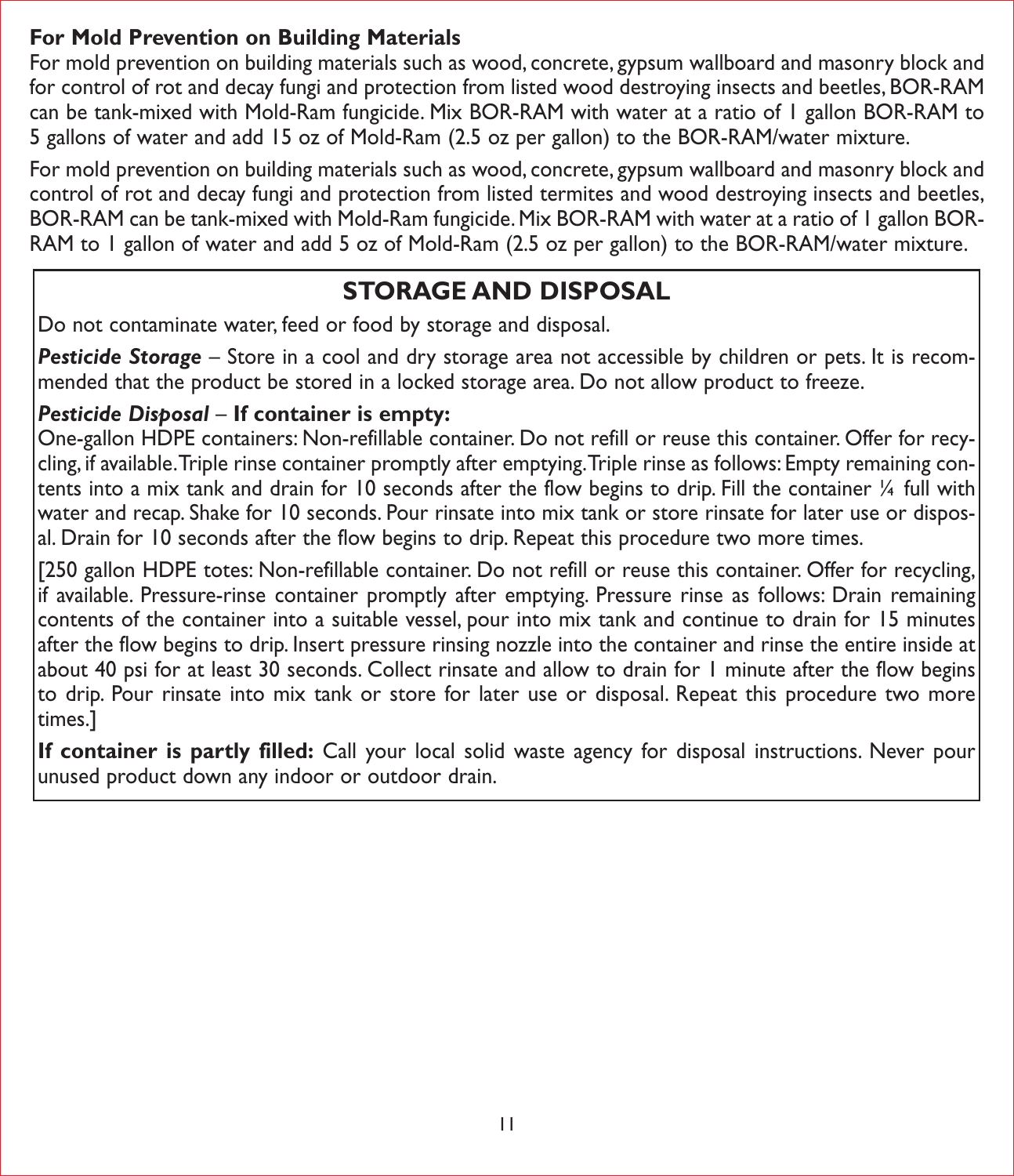**For Mold Prevention on Building Materials**

For mold prevention on building materials such as wood, concrete, gypsum wallboard and masonry block and for control of rot and decay fungi and protection from listed wood destroying insects and beetles, BOR-RAM can be tank-mixed with Mold-Ram fungicide. Mix BOR-RAM with water at a ratio of 1 gallon BOR-RAM to 5 gallons of water and add 15 oz of Mold-Ram (2.5 oz per gallon) to the BOR-RAM/water mixture.

For mold prevention on building materials such as wood, concrete, gypsum wallboard and masonry block and control of rot and decay fungi and protection from listed termites and wood destroying insects and beetles, BOR-RAM can be tank-mixed with Mold-Ram fungicide. Mix BOR-RAM with water at a ratio of 1 gallon BOR-RAM to 1 gallon of water and add 5 oz of Mold-Ram (2.5 oz per gallon) to the BOR-RAM/water mixture.

## STORAGE AND DISPOSAL

Do not contaminate water, feed or food by storage and disposal.

***Pesticide Storage*** – Store in a cool and dry storage area not accessible by children or pets. It is recommended that the product be stored in a locked storage area. Do not allow product to freeze.

***Pesticide Disposal*** – **If container is empty:**
One-gallon HDPE containers: Non-refillable container. Do not refill or reuse this container. Offer for recycling, if available. Triple rinse container promptly after emptying. Triple rinse as follows: Empty remaining contents into a mix tank and drain for 10 seconds after the flow begins to drip. Fill the container ¼ full with water and recap. Shake for 10 seconds. Pour rinsate into mix tank or store rinsate for later use or disposal. Drain for 10 seconds after the flow begins to drip. Repeat this procedure two more times.

[250 gallon HDPE totes: Non-refillable container. Do not refill or reuse this container. Offer for recycling, if available. Pressure-rinse container promptly after emptying. Pressure rinse as follows: Drain remaining contents of the container into a suitable vessel, pour into mix tank and continue to drain for 15 minutes after the flow begins to drip. Insert pressure rinsing nozzle into the container and rinse the entire inside at about 40 psi for at least 30 seconds. Collect rinsate and allow to drain for 1 minute after the flow begins to drip. Pour rinsate into mix tank or store for later use or disposal. Repeat this procedure two more times.]

**If container is partly filled:** Call your local solid waste agency for disposal instructions. Never pour unused product down any indoor or outdoor drain.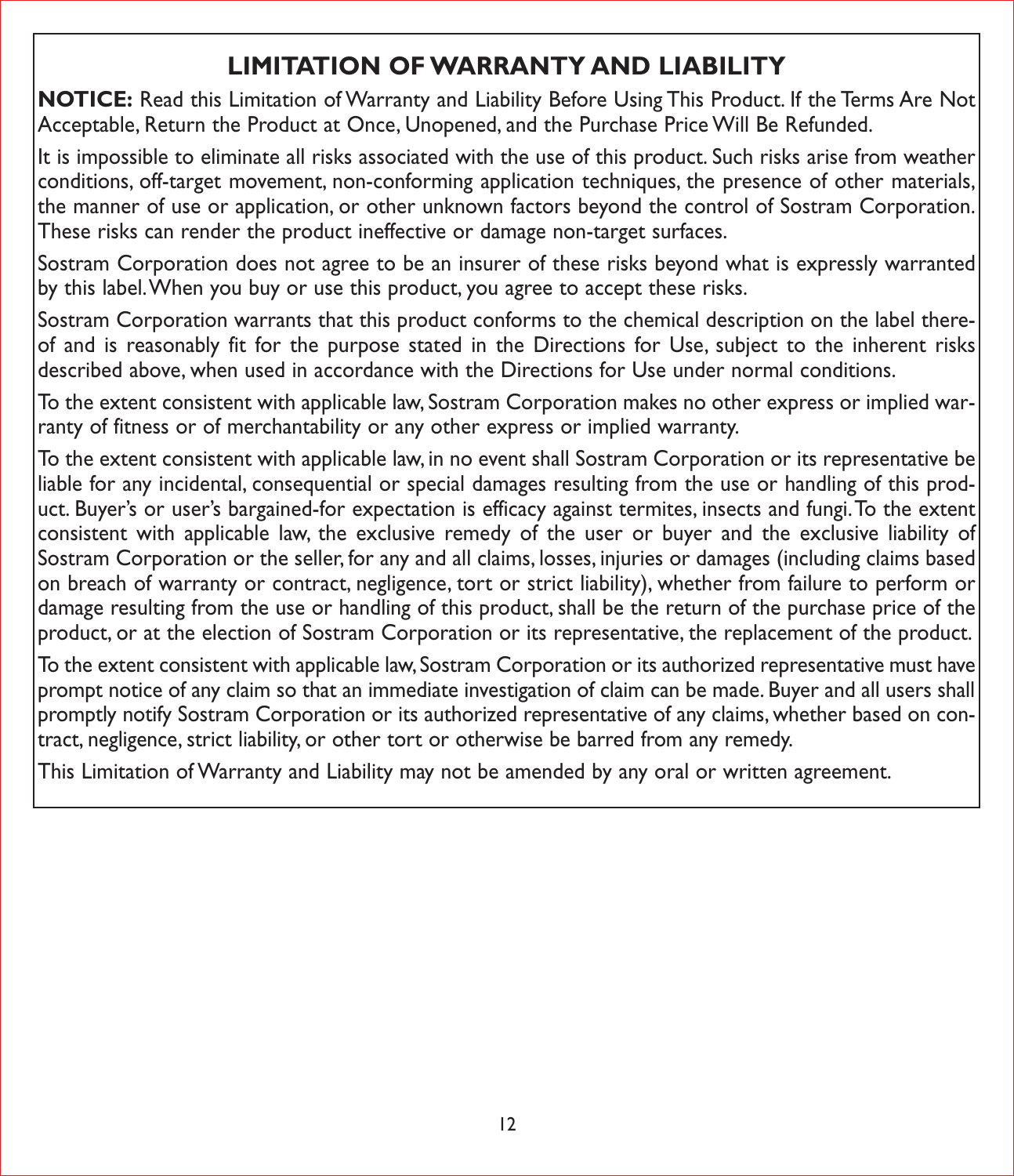# LIMITATION OF WARRANTY AND LIABILITY

**NOTICE:** Read this Limitation of Warranty and Liability Before Using This Product. If the Terms Are Not Acceptable, Return the Product at Once, Unopened, and the Purchase Price Will Be Refunded.

It is impossible to eliminate all risks associated with the use of this product. Such risks arise from weather conditions, off-target movement, non-conforming application techniques, the presence of other materials, the manner of use or application, or other unknown factors beyond the control of Sostram Corporation. These risks can render the product ineffective or damage non-target surfaces.

Sostram Corporation does not agree to be an insurer of these risks beyond what is expressly warranted by this label. When you buy or use this product, you agree to accept these risks.

Sostram Corporation warrants that this product conforms to the chemical description on the label thereof and is reasonably fit for the purpose stated in the Directions for Use, subject to the inherent risks described above, when used in accordance with the Directions for Use under normal conditions.

To the extent consistent with applicable law, Sostram Corporation makes no other express or implied warranty of fitness or of merchantability or any other express or implied warranty.

To the extent consistent with applicable law, in no event shall Sostram Corporation or its representative be liable for any incidental, consequential or special damages resulting from the use or handling of this product. Buyer's or user's bargained-for expectation is efficacy against termites, insects and fungi. To the extent consistent with applicable law, the exclusive remedy of the user or buyer and the exclusive liability of Sostram Corporation or the seller, for any and all claims, losses, injuries or damages (including claims based on breach of warranty or contract, negligence, tort or strict liability), whether from failure to perform or damage resulting from the use or handling of this product, shall be the return of the purchase price of the product, or at the election of Sostram Corporation or its representative, the replacement of the product.

To the extent consistent with applicable law, Sostram Corporation or its authorized representative must have prompt notice of any claim so that an immediate investigation of claim can be made. Buyer and all users shall promptly notify Sostram Corporation or its authorized representative of any claims, whether based on contract, negligence, strict liability, or other tort or otherwise be barred from any remedy.

This Limitation of Warranty and Liability may not be amended by any oral or written agreement.